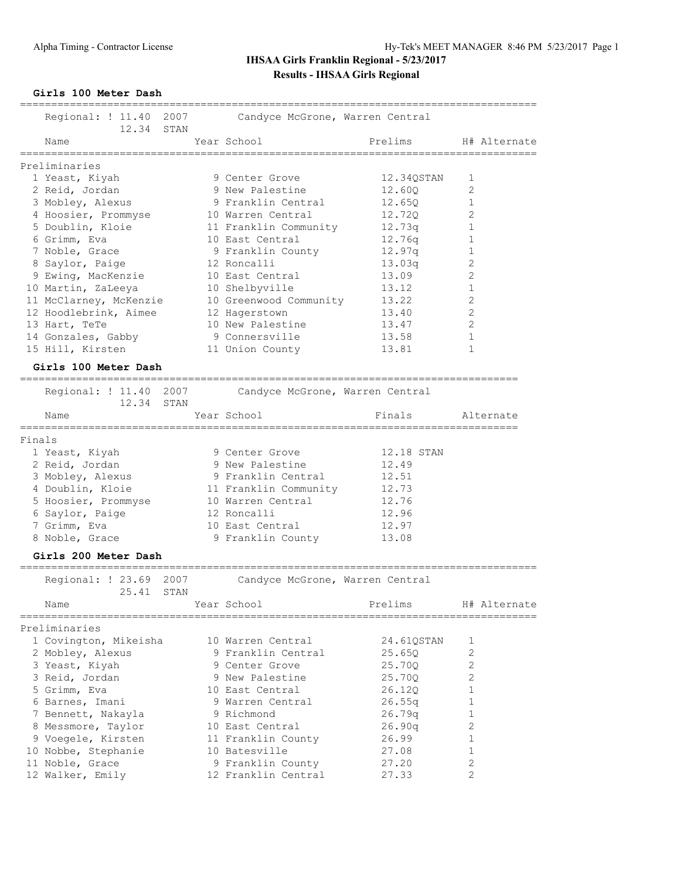# IHSAA Girls Franklin Regional - 5/23/2017

## Results - IHSAA Girls Regional

### Girls 100 Meter Dash

Regional: ! 11.40 2007 Candyce McGrone, Warren Central
12.34 STAN

**Preliminaries**

| | Name | Year | School | Prelims | H# | Alternate |
|---|---|---|---|---|---|---|
| 1 | Yeast, Kiyah | 9 | Center Grove | 12.34QSTAN | 1 | |
| 2 | Reid, Jordan | 9 | New Palestine | 12.60Q | 2 | |
| 3 | Mobley, Alexus | 9 | Franklin Central | 12.65Q | 1 | |
| 4 | Hoosier, Prommyse | 10 | Warren Central | 12.72Q | 2 | |
| 5 | Doublin, Kloie | 11 | Franklin Community | 12.73q | 1 | |
| 6 | Grimm, Eva | 10 | East Central | 12.76q | 1 | |
| 7 | Noble, Grace | 9 | Franklin County | 12.97q | 1 | |
| 8 | Saylor, Paige | 12 | Roncalli | 13.03q | 2 | |
| 9 | Ewing, MacKenzie | 10 | East Central | 13.09 | 2 | |
| 10 | Martin, ZaLeeya | 10 | Shelbyville | 13.12 | 1 | |
| 11 | McClarney, McKenzie | 10 | Greenwood Community | 13.22 | 2 | |
| 12 | Hoodlebrink, Aimee | 12 | Hagerstown | 13.40 | 2 | |
| 13 | Hart, TeTe | 10 | New Palestine | 13.47 | 2 | |
| 14 | Gonzales, Gabby | 9 | Connersville | 13.58 | 1 | |
| 15 | Hill, Kirsten | 11 | Union County | 13.81 | 1 | |

### Girls 100 Meter Dash

Regional: ! 11.40 2007 Candyce McGrone, Warren Central
12.34 STAN

**Finals**

| | Name | Year | School | Finals | Alternate |
|---|---|---|---|---|---|
| 1 | Yeast, Kiyah | 9 | Center Grove | 12.18 STAN | |
| 2 | Reid, Jordan | 9 | New Palestine | 12.49 | |
| 3 | Mobley, Alexus | 9 | Franklin Central | 12.51 | |
| 4 | Doublin, Kloie | 11 | Franklin Community | 12.73 | |
| 5 | Hoosier, Prommyse | 10 | Warren Central | 12.76 | |
| 6 | Saylor, Paige | 12 | Roncalli | 12.96 | |
| 7 | Grimm, Eva | 10 | East Central | 12.97 | |
| 8 | Noble, Grace | 9 | Franklin County | 13.08 | |

### Girls 200 Meter Dash

Regional: ! 23.69 2007 Candyce McGrone, Warren Central
25.41 STAN

**Preliminaries**

| | Name | Year | School | Prelims | H# | Alternate |
|---|---|---|---|---|---|---|
| 1 | Covington, Mikeisha | 10 | Warren Central | 24.61QSTAN | 1 | |
| 2 | Mobley, Alexus | 9 | Franklin Central | 25.65Q | 2 | |
| 3 | Yeast, Kiyah | 9 | Center Grove | 25.70Q | 2 | |
| 3 | Reid, Jordan | 9 | New Palestine | 25.70Q | 2 | |
| 5 | Grimm, Eva | 10 | East Central | 26.12Q | 1 | |
| 6 | Barnes, Imani | 9 | Warren Central | 26.55q | 1 | |
| 7 | Bennett, Nakayla | 9 | Richmond | 26.79q | 1 | |
| 8 | Messmore, Taylor | 10 | East Central | 26.90q | 2 | |
| 9 | Voegele, Kirsten | 11 | Franklin County | 26.99 | 1 | |
| 10 | Nobbe, Stephanie | 10 | Batesville | 27.08 | 1 | |
| 11 | Noble, Grace | 9 | Franklin County | 27.20 | 2 | |
| 12 | Walker, Emily | 12 | Franklin Central | 27.33 | 2 | |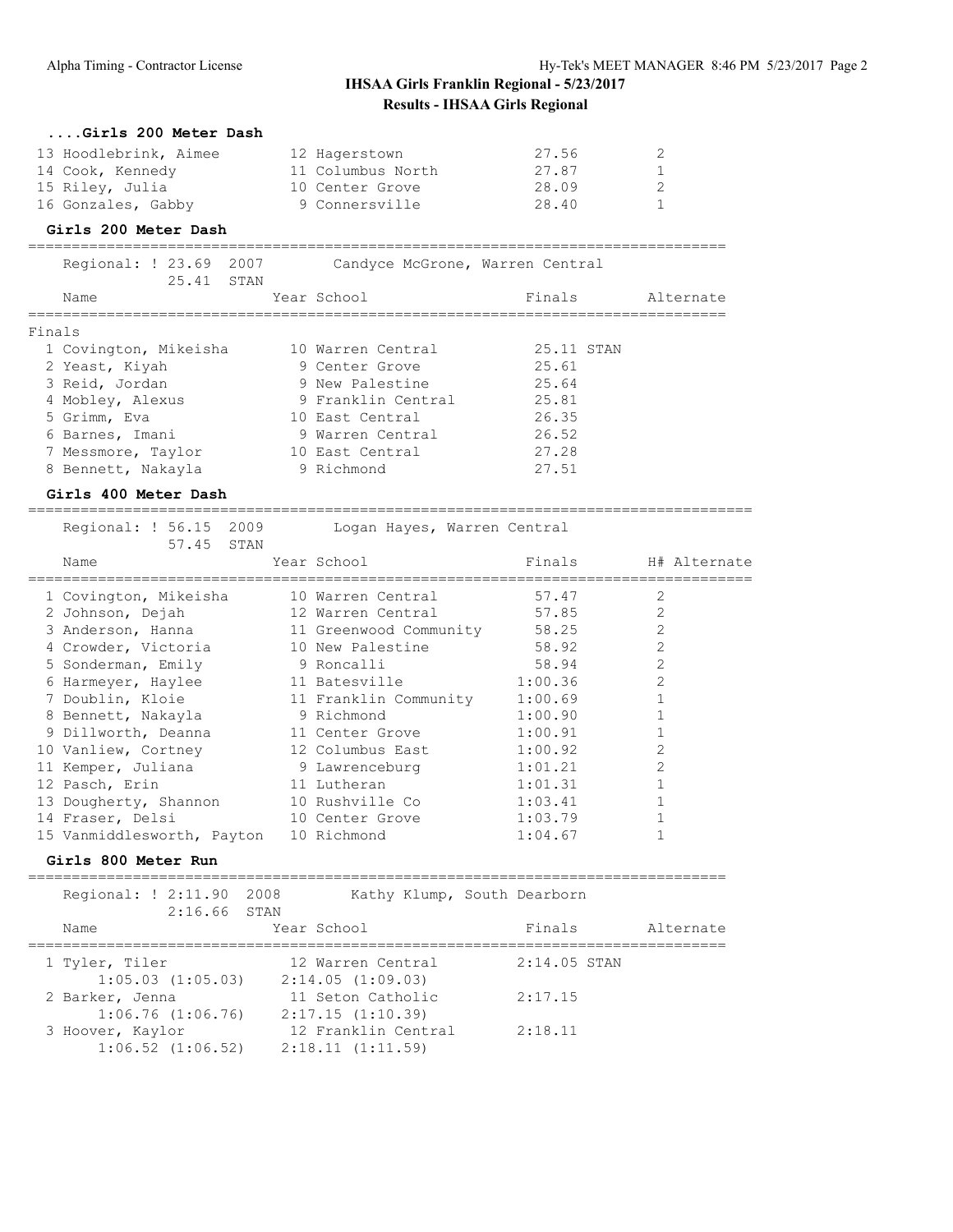# IHSAA Girls Franklin Regional - 5/23/2017

## Results - IHSAA Girls Regional

### ....Girls 200 Meter Dash

| Place | Name | Year | School | Finals | H# |
|---|---|---|---|---|---|
| 13 | Hoodlebrink, Aimee | 12 | Hagerstown | 27.56 | 2 |
| 14 | Cook, Kennedy | 11 | Columbus North | 27.87 | 1 |
| 15 | Riley, Julia | 10 | Center Grove | 28.09 | 2 |
| 16 | Gonzales, Gabby | 9 | Connersville | 28.40 | 1 |

### Girls 200 Meter Dash

Regional: ! 23.69 2007 Candyce McGrone, Warren Central
25.41 STAN

Finals

| Place | Name | Year | School | Finals | Alternate |
|---|---|---|---|---|---|
| 1 | Covington, Mikeisha | 10 | Warren Central | 25.11 STAN | |
| 2 | Yeast, Kiyah | 9 | Center Grove | 25.61 | |
| 3 | Reid, Jordan | 9 | New Palestine | 25.64 | |
| 4 | Mobley, Alexus | 9 | Franklin Central | 25.81 | |
| 5 | Grimm, Eva | 10 | East Central | 26.35 | |
| 6 | Barnes, Imani | 9 | Warren Central | 26.52 | |
| 7 | Messmore, Taylor | 10 | East Central | 27.28 | |
| 8 | Bennett, Nakayla | 9 | Richmond | 27.51 | |

### Girls 400 Meter Dash

Regional: ! 56.15 2009 Logan Hayes, Warren Central
57.45 STAN

| Place | Name | Year | School | Finals | H# | Alternate |
|---|---|---|---|---|---|---|
| 1 | Covington, Mikeisha | 10 | Warren Central | 57.47 | 2 | |
| 2 | Johnson, Dejah | 12 | Warren Central | 57.85 | 2 | |
| 3 | Anderson, Hanna | 11 | Greenwood Community | 58.25 | 2 | |
| 4 | Crowder, Victoria | 10 | New Palestine | 58.92 | 2 | |
| 5 | Sonderman, Emily | 9 | Roncalli | 58.94 | 2 | |
| 6 | Harmeyer, Haylee | 11 | Batesville | 1:00.36 | 2 | |
| 7 | Doublin, Kloie | 11 | Franklin Community | 1:00.69 | 1 | |
| 8 | Bennett, Nakayla | 9 | Richmond | 1:00.90 | 1 | |
| 9 | Dillworth, Deanna | 11 | Center Grove | 1:00.91 | 1 | |
| 10 | Vanliew, Cortney | 12 | Columbus East | 1:00.92 | 2 | |
| 11 | Kemper, Juliana | 9 | Lawrenceburg | 1:01.21 | 2 | |
| 12 | Pasch, Erin | 11 | Lutheran | 1:01.31 | 1 | |
| 13 | Dougherty, Shannon | 10 | Rushville Co | 1:03.41 | 1 | |
| 14 | Fraser, Delsi | 10 | Center Grove | 1:03.79 | 1 | |
| 15 | Vanmiddlesworth, Payton | 10 | Richmond | 1:04.67 | 1 | |

### Girls 800 Meter Run

Regional: ! 2:11.90 2008 Kathy Klump, South Dearborn
2:16.66 STAN

| Place | Name | Year | School | Finals | Alternate |
|---|---|---|---|---|---|
| 1 | Tyler, Tiler | 12 | Warren Central | 2:14.05 STAN | |
| | 1:05.03 (1:05.03) | | 2:14.05 (1:09.03) | | |
| 2 | Barker, Jenna | 11 | Seton Catholic | 2:17.15 | |
| | 1:06.76 (1:06.76) | | 2:17.15 (1:10.39) | | |
| 3 | Hoover, Kaylor | 12 | Franklin Central | 2:18.11 | |
| | 1:06.52 (1:06.52) | | 2:18.11 (1:11.59) | | |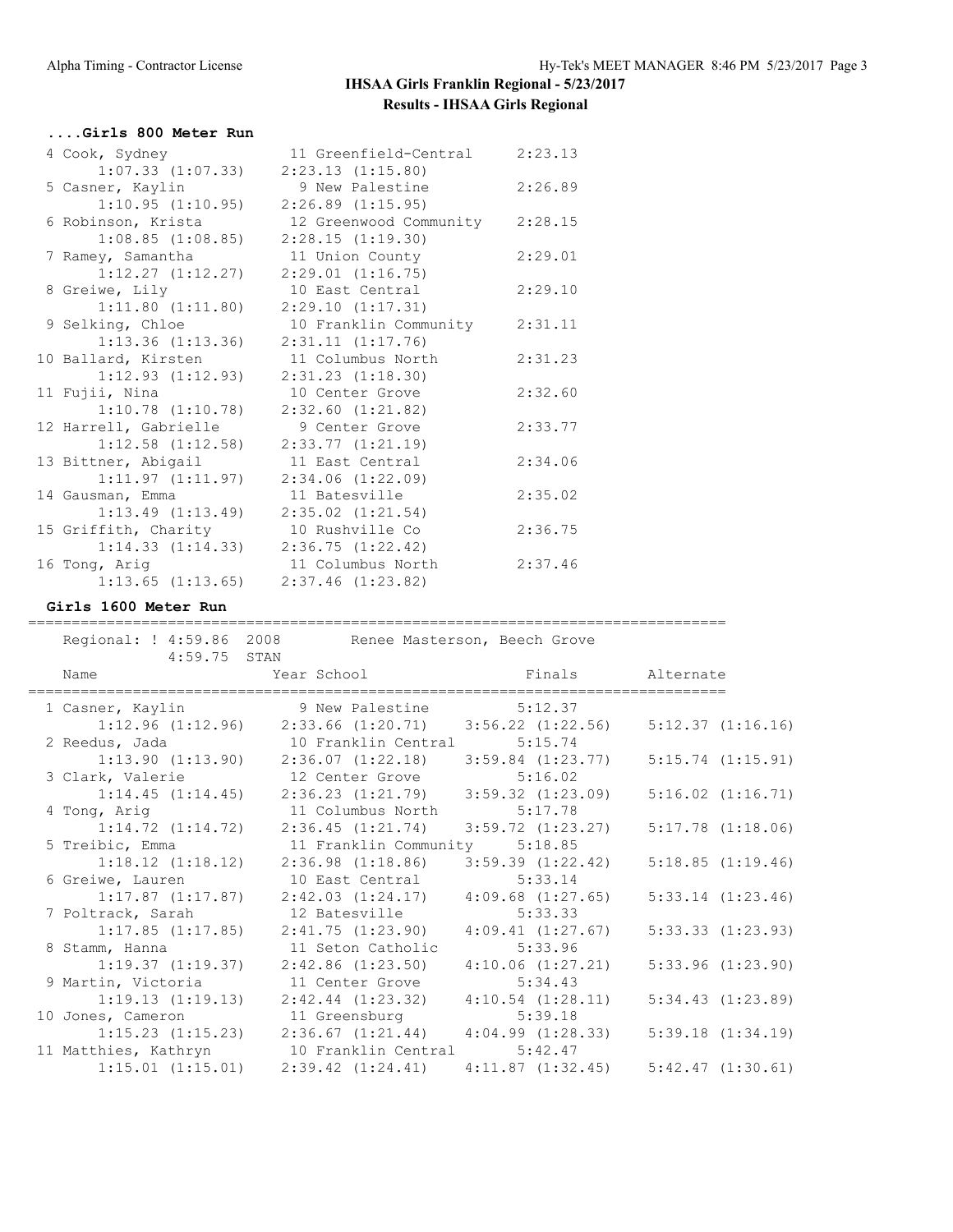## IHSAA Girls Franklin Regional - 5/23/2017

### Results - IHSAA Girls Regional

#### ....Girls 800 Meter Run

| Place | Name | Year | School | Finals | Split 1 | Split 2 |
|---|---|---|---|---|---|---|
| 4 | Cook, Sydney | 11 | Greenfield-Central | 2:23.13 | 1:07.33 (1:07.33) | 2:23.13 (1:15.80) |
| 5 | Casner, Kaylin | 9 | New Palestine | 2:26.89 | 1:10.95 (1:10.95) | 2:26.89 (1:15.95) |
| 6 | Robinson, Krista | 12 | Greenwood Community | 2:28.15 | 1:08.85 (1:08.85) | 2:28.15 (1:19.30) |
| 7 | Ramey, Samantha | 11 | Union County | 2:29.01 | 1:12.27 (1:12.27) | 2:29.01 (1:16.75) |
| 8 | Greiwe, Lily | 10 | East Central | 2:29.10 | 1:11.80 (1:11.80) | 2:29.10 (1:17.31) |
| 9 | Selking, Chloe | 10 | Franklin Community | 2:31.11 | 1:13.36 (1:13.36) | 2:31.11 (1:17.76) |
| 10 | Ballard, Kirsten | 11 | Columbus North | 2:31.23 | 1:12.93 (1:12.93) | 2:31.23 (1:18.30) |
| 11 | Fujii, Nina | 10 | Center Grove | 2:32.60 | 1:10.78 (1:10.78) | 2:32.60 (1:21.82) |
| 12 | Harrell, Gabrielle | 9 | Center Grove | 2:33.77 | 1:12.58 (1:12.58) | 2:33.77 (1:21.19) |
| 13 | Bittner, Abigail | 11 | East Central | 2:34.06 | 1:11.97 (1:11.97) | 2:34.06 (1:22.09) |
| 14 | Gausman, Emma | 11 | Batesville | 2:35.02 | 1:13.49 (1:13.49) | 2:35.02 (1:21.54) |
| 15 | Griffith, Charity | 10 | Rushville Co | 2:36.75 | 1:14.33 (1:14.33) | 2:36.75 (1:22.42) |
| 16 | Tong, Arig | 11 | Columbus North | 2:37.46 | 1:13.65 (1:13.65) | 2:37.46 (1:23.82) |

#### Girls 1600 Meter Run

Regional: ! 4:59.86 2008 Renee Masterson, Beech Grove
4:59.75 STAN

| Place | Name | Year | School | Finals | Alternate | Split 1 | Split 2 | Split 3 | Split 4 |
|---|---|---|---|---|---|---|---|---|---|
| 1 | Casner, Kaylin | 9 | New Palestine | 5:12.37 | | 1:12.96 (1:12.96) | 2:33.66 (1:20.71) | 3:56.22 (1:22.56) | 5:12.37 (1:16.16) |
| 2 | Reedus, Jada | 10 | Franklin Central | 5:15.74 | | 1:13.90 (1:13.90) | 2:36.07 (1:22.18) | 3:59.84 (1:23.77) | 5:15.74 (1:15.91) |
| 3 | Clark, Valerie | 12 | Center Grove | 5:16.02 | | 1:14.45 (1:14.45) | 2:36.23 (1:21.79) | 3:59.32 (1:23.09) | 5:16.02 (1:16.71) |
| 4 | Tong, Arig | 11 | Columbus North | 5:17.78 | | 1:14.72 (1:14.72) | 2:36.45 (1:21.74) | 3:59.72 (1:23.27) | 5:17.78 (1:18.06) |
| 5 | Treibic, Emma | 11 | Franklin Community | 5:18.85 | | 1:18.12 (1:18.12) | 2:36.98 (1:18.86) | 3:59.39 (1:22.42) | 5:18.85 (1:19.46) |
| 6 | Greiwe, Lauren | 10 | East Central | 5:33.14 | | 1:17.87 (1:17.87) | 2:42.03 (1:24.17) | 4:09.68 (1:27.65) | 5:33.14 (1:23.46) |
| 7 | Poltrack, Sarah | 12 | Batesville | 5:33.33 | | 1:17.85 (1:17.85) | 2:41.75 (1:23.90) | 4:09.41 (1:27.67) | 5:33.33 (1:23.93) |
| 8 | Stamm, Hanna | 11 | Seton Catholic | 5:33.96 | | 1:19.37 (1:19.37) | 2:42.86 (1:23.50) | 4:10.06 (1:27.21) | 5:33.96 (1:23.90) |
| 9 | Martin, Victoria | 11 | Center Grove | 5:34.43 | | 1:19.13 (1:19.13) | 2:42.44 (1:23.32) | 4:10.54 (1:28.11) | 5:34.43 (1:23.89) |
| 10 | Jones, Cameron | 11 | Greensburg | 5:39.18 | | 1:15.23 (1:15.23) | 2:36.67 (1:21.44) | 4:04.99 (1:28.33) | 5:39.18 (1:34.19) |
| 11 | Matthies, Kathryn | 10 | Franklin Central | 5:42.47 | | 1:15.01 (1:15.01) | 2:39.42 (1:24.41) | 4:11.87 (1:32.45) | 5:42.47 (1:30.61) |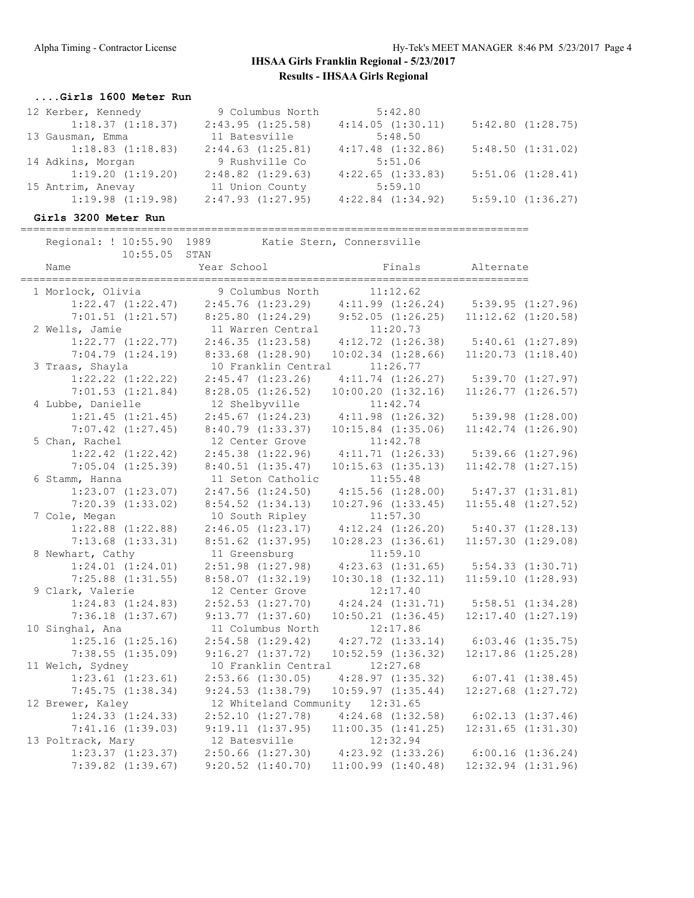## IHSAA Girls Franklin Regional - 5/23/2017

### Results - IHSAA Girls Regional

#### ....Girls 1600 Meter Run

```
 12 Kerber, Kennedy          9 Columbus North          5:42.80
       1:18.37 (1:18.37)    2:43.95 (1:25.58)    4:14.05 (1:30.11)    5:42.80 (1:28.75)
 13 Gausman, Emma           11 Batesville              5:48.50
       1:18.83 (1:18.83)    2:44.63 (1:25.81)    4:17.48 (1:32.86)    5:48.50 (1:31.02)
 14 Adkins, Morgan           9 Rushville Co            5:51.06
       1:19.20 (1:19.20)    2:48.82 (1:29.63)    4:22.65 (1:33.83)    5:51.06 (1:28.41)
 15 Antrim, Anevay          11 Union County            5:59.10
       1:19.98 (1:19.98)    2:47.93 (1:27.95)    4:22.84 (1:34.92)    5:59.10 (1:36.27)
```

#### Girls 3200 Meter Run

```
================================================================================
    Regional: ! 10:55.90  1989        Katie Stern, Connersville                
               10:55.05  STAN                                                  
    Name                    Year School                 Finals      Alternate  
================================================================================
  1 Morlock, Olivia          9 Columbus North         11:12.62
       1:22.47 (1:22.47)    2:45.76 (1:23.29)    4:11.99 (1:26.24)    5:39.95 (1:27.96)
       7:01.51 (1:21.57)    8:25.80 (1:24.29)    9:52.05 (1:26.25)   11:12.62 (1:20.58)
  2 Wells, Jamie            11 Warren Central         11:20.73
       1:22.77 (1:22.77)    2:46.35 (1:23.58)    4:12.72 (1:26.38)    5:40.61 (1:27.89)
       7:04.79 (1:24.19)    8:33.68 (1:28.90)   10:02.34 (1:28.66)   11:20.73 (1:18.40)
  3 Traas, Shayla           10 Franklin Central       11:26.77
       1:22.22 (1:22.22)    2:45.47 (1:23.26)    4:11.74 (1:26.27)    5:39.70 (1:27.97)
       7:01.53 (1:21.84)    8:28.05 (1:26.52)   10:00.20 (1:32.16)   11:26.77 (1:26.57)
  4 Lubbe, Danielle         12 Shelbyville            11:42.74
       1:21.45 (1:21.45)    2:45.67 (1:24.23)    4:11.98 (1:26.32)    5:39.98 (1:28.00)
       7:07.42 (1:27.45)    8:40.79 (1:33.37)   10:15.84 (1:35.06)   11:42.74 (1:26.90)
  5 Chan, Rachel            12 Center Grove           11:42.78
       1:22.42 (1:22.42)    2:45.38 (1:22.96)    4:11.71 (1:26.33)    5:39.66 (1:27.96)
       7:05.04 (1:25.39)    8:40.51 (1:35.47)   10:15.63 (1:35.13)   11:42.78 (1:27.15)
  6 Stamm, Hanna            11 Seton Catholic         11:55.48
       1:23.07 (1:23.07)    2:47.56 (1:24.50)    4:15.56 (1:28.00)    5:47.37 (1:31.81)
       7:20.39 (1:33.02)    8:54.52 (1:34.13)   10:27.96 (1:33.45)   11:55.48 (1:27.52)
  7 Cole, Megan             10 South Ripley           11:57.30
       1:22.88 (1:22.88)    2:46.05 (1:23.17)    4:12.24 (1:26.20)    5:40.37 (1:28.13)
       7:13.68 (1:33.31)    8:51.62 (1:37.95)   10:28.23 (1:36.61)   11:57.30 (1:29.08)
  8 Newhart, Cathy          11 Greensburg             11:59.10
       1:24.01 (1:24.01)    2:51.98 (1:27.98)    4:23.63 (1:31.65)    5:54.33 (1:30.71)
       7:25.88 (1:31.55)    8:58.07 (1:32.19)   10:30.18 (1:32.11)   11:59.10 (1:28.93)
  9 Clark, Valerie          12 Center Grove           12:17.40
       1:24.83 (1:24.83)    2:52.53 (1:27.70)    4:24.24 (1:31.71)    5:58.51 (1:34.28)
       7:36.18 (1:37.67)    9:13.77 (1:37.60)   10:50.21 (1:36.45)   12:17.40 (1:27.19)
 10 Singhal, Ana            11 Columbus North         12:17.86
       1:25.16 (1:25.16)    2:54.58 (1:29.42)    4:27.72 (1:33.14)    6:03.46 (1:35.75)
       7:38.55 (1:35.09)    9:16.27 (1:37.72)   10:52.59 (1:36.32)   12:17.86 (1:25.28)
 11 Welch, Sydney           10 Franklin Central       12:27.68
       1:23.61 (1:23.61)    2:53.66 (1:30.05)    4:28.97 (1:35.32)    6:07.41 (1:38.45)
       7:45.75 (1:38.34)    9:24.53 (1:38.79)   10:59.97 (1:35.44)   12:27.68 (1:27.72)
 12 Brewer, Kaley           12 Whiteland Community    12:31.65
       1:24.33 (1:24.33)    2:52.10 (1:27.78)    4:24.68 (1:32.58)    6:02.13 (1:37.46)
       7:41.16 (1:39.03)    9:19.11 (1:37.95)   11:00.35 (1:41.25)   12:31.65 (1:31.30)
 13 Poltrack, Mary          12 Batesville             12:32.94
       1:23.37 (1:23.37)    2:50.66 (1:27.30)    4:23.92 (1:33.26)    6:00.16 (1:36.24)
       7:39.82 (1:39.67)    9:20.52 (1:40.70)   11:00.99 (1:40.48)   12:32.94 (1:31.96)
```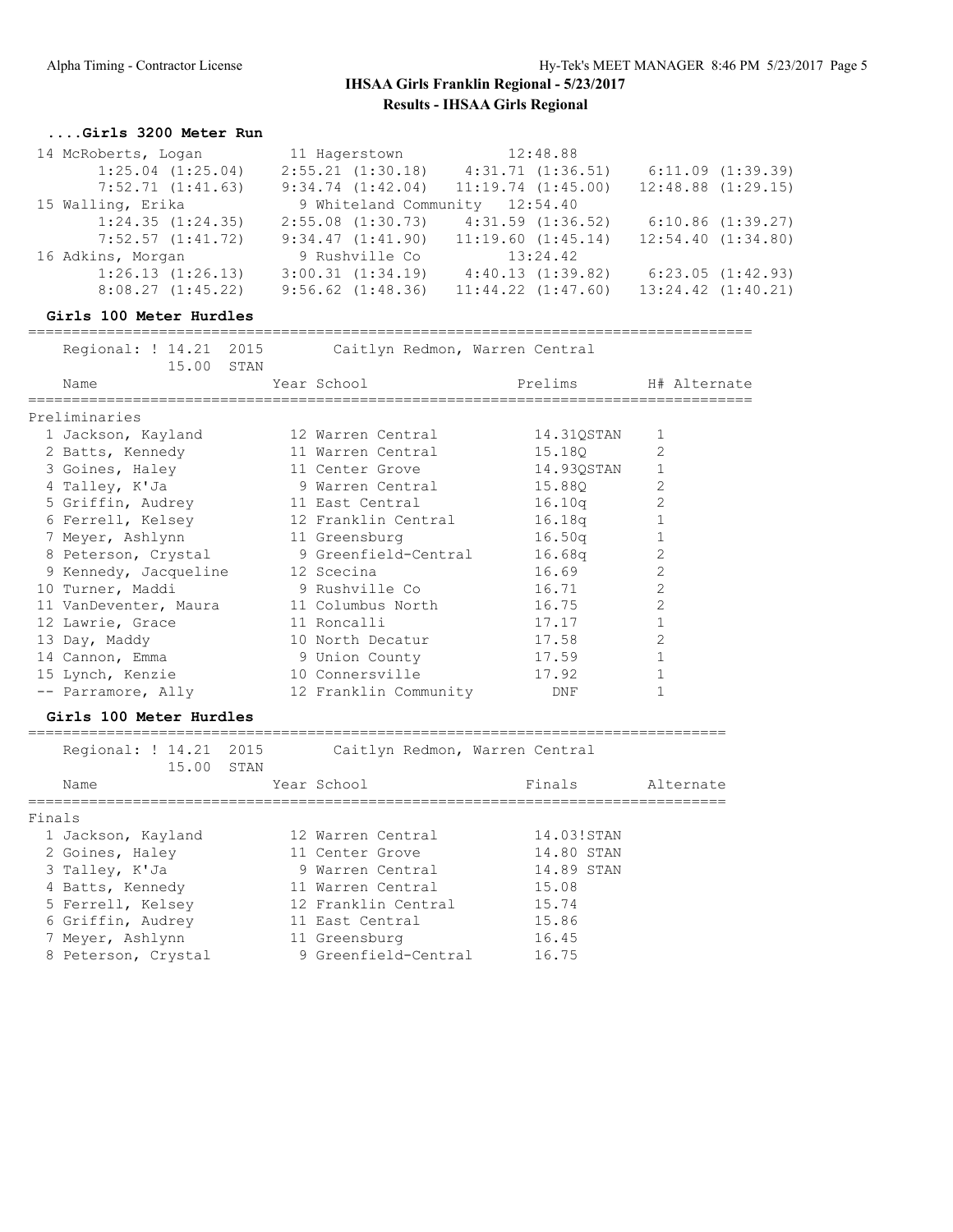## IHSAA Girls Franklin Regional - 5/23/2017

### Results - IHSAA Girls Regional

#### ....Girls 3200 Meter Run

| Place | Name | Year | School | Finals |
|---|---|---|---|---|
| 14 | McRoberts, Logan | 11 | Hagerstown | 12:48.88 |
| | 1:25.04 (1:25.04) | 2:55.21 (1:30.18) | 4:31.71 (1:36.51) | 6:11.09 (1:39.39) |
| | 7:52.71 (1:41.63) | 9:34.74 (1:42.04) | 11:19.74 (1:45.00) | 12:48.88 (1:29.15) |
| 15 | Walling, Erika | 9 | Whiteland Community | 12:54.40 |
| | 1:24.35 (1:24.35) | 2:55.08 (1:30.73) | 4:31.59 (1:36.52) | 6:10.86 (1:39.27) |
| | 7:52.57 (1:41.72) | 9:34.47 (1:41.90) | 11:19.60 (1:45.14) | 12:54.40 (1:34.80) |
| 16 | Adkins, Morgan | 9 | Rushville Co | 13:24.42 |
| | 1:26.13 (1:26.13) | 3:00.31 (1:34.19) | 4:40.13 (1:39.82) | 6:23.05 (1:42.93) |
| | 8:08.27 (1:45.22) | 9:56.62 (1:48.36) | 11:44.22 (1:47.60) | 13:24.42 (1:40.21) |

#### Girls 100 Meter Hurdles

Regional: ! 14.21 2015 Caitlyn Redmon, Warren Central
15.00 STAN

Preliminaries

| Place | Name | Year | School | Prelims | H# | Alternate |
|---|---|---|---|---|---|---|
| 1 | Jackson, Kayland | 12 | Warren Central | 14.31QSTAN | 1 | |
| 2 | Batts, Kennedy | 11 | Warren Central | 15.18Q | 2 | |
| 3 | Goines, Haley | 11 | Center Grove | 14.93QSTAN | 1 | |
| 4 | Talley, K'Ja | 9 | Warren Central | 15.88Q | 2 | |
| 5 | Griffin, Audrey | 11 | East Central | 16.10q | 2 | |
| 6 | Ferrell, Kelsey | 12 | Franklin Central | 16.18q | 1 | |
| 7 | Meyer, Ashlynn | 11 | Greensburg | 16.50q | 1 | |
| 8 | Peterson, Crystal | 9 | Greenfield-Central | 16.68q | 2 | |
| 9 | Kennedy, Jacqueline | 12 | Scecina | 16.69 | 2 | |
| 10 | Turner, Maddi | 9 | Rushville Co | 16.71 | 2 | |
| 11 | VanDeventer, Maura | 11 | Columbus North | 16.75 | 2 | |
| 12 | Lawrie, Grace | 11 | Roncalli | 17.17 | 1 | |
| 13 | Day, Maddy | 10 | North Decatur | 17.58 | 2 | |
| 14 | Cannon, Emma | 9 | Union County | 17.59 | 1 | |
| 15 | Lynch, Kenzie | 10 | Connersville | 17.92 | 1 | |
| -- | Parramore, Ally | 12 | Franklin Community | DNF | 1 | |

#### Girls 100 Meter Hurdles

Regional: ! 14.21 2015 Caitlyn Redmon, Warren Central
15.00 STAN

Finals

| Place | Name | Year | School | Finals | Alternate |
|---|---|---|---|---|---|
| 1 | Jackson, Kayland | 12 | Warren Central | 14.03!STAN | |
| 2 | Goines, Haley | 11 | Center Grove | 14.80 STAN | |
| 3 | Talley, K'Ja | 9 | Warren Central | 14.89 STAN | |
| 4 | Batts, Kennedy | 11 | Warren Central | 15.08 | |
| 5 | Ferrell, Kelsey | 12 | Franklin Central | 15.74 | |
| 6 | Griffin, Audrey | 11 | East Central | 15.86 | |
| 7 | Meyer, Ashlynn | 11 | Greensburg | 16.45 | |
| 8 | Peterson, Crystal | 9 | Greenfield-Central | 16.75 | |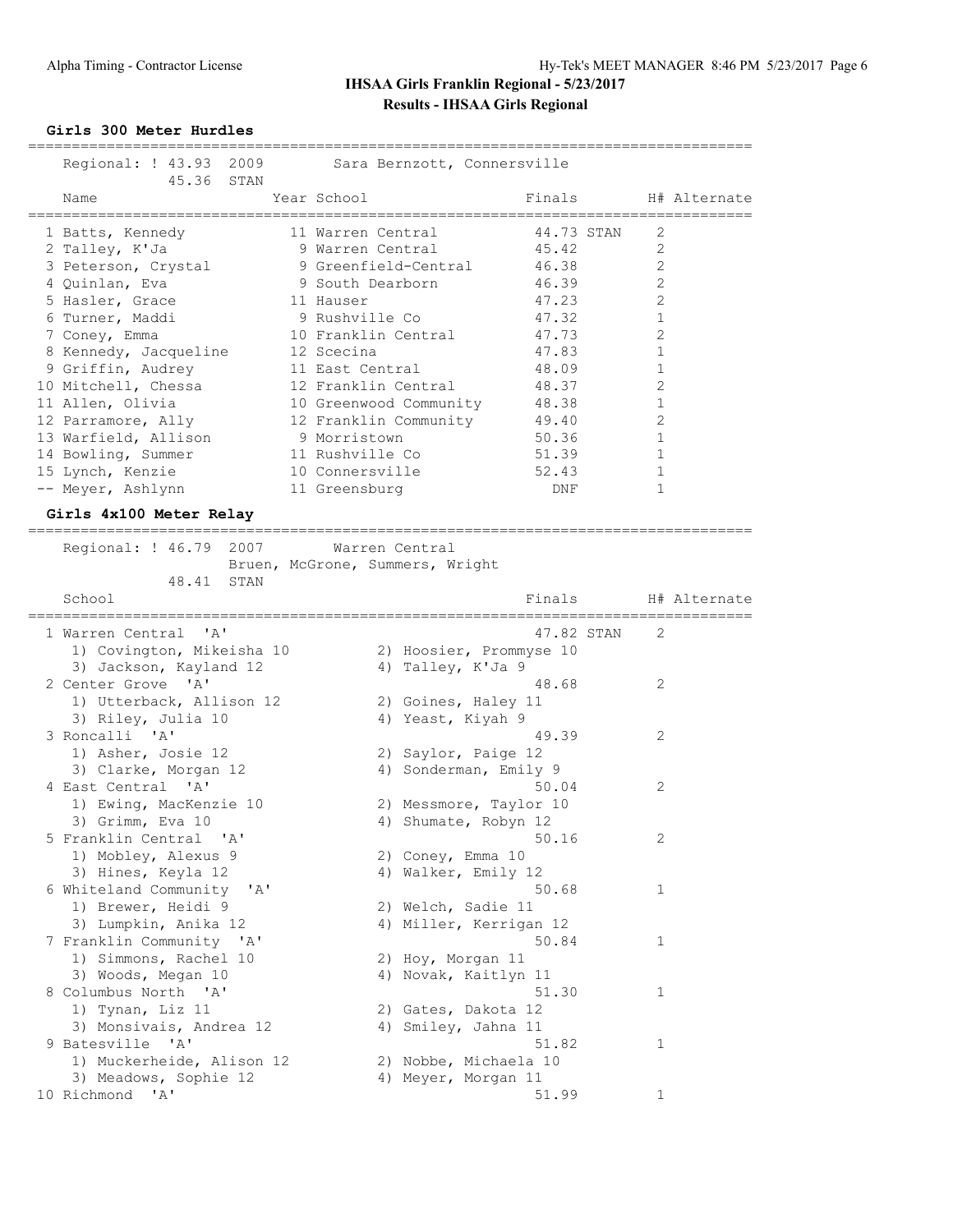## IHSAA Girls Franklin Regional - 5/23/2017

### Results - IHSAA Girls Regional

#### Girls 300 Meter Hurdles

Regional: ! 43.93 2009 Sara Bernzott, Connersville
45.36 STAN

| Name | Year | School | Finals | | H# | Alternate |
|---|---|---|---|---|---|---|
| 1 Batts, Kennedy | 11 | Warren Central | 44.73 | STAN | 2 | |
| 2 Talley, K'Ja | 9 | Warren Central | 45.42 | | 2 | |
| 3 Peterson, Crystal | 9 | Greenfield-Central | 46.38 | | 2 | |
| 4 Quinlan, Eva | 9 | South Dearborn | 46.39 | | 2 | |
| 5 Hasler, Grace | 11 | Hauser | 47.23 | | 2 | |
| 6 Turner, Maddi | 9 | Rushville Co | 47.32 | | 1 | |
| 7 Coney, Emma | 10 | Franklin Central | 47.73 | | 2 | |
| 8 Kennedy, Jacqueline | 12 | Scecina | 47.83 | | 1 | |
| 9 Griffin, Audrey | 11 | East Central | 48.09 | | 1 | |
| 10 Mitchell, Chessa | 12 | Franklin Central | 48.37 | | 2 | |
| 11 Allen, Olivia | 10 | Greenwood Community | 48.38 | | 1 | |
| 12 Parramore, Ally | 12 | Franklin Community | 49.40 | | 2 | |
| 13 Warfield, Allison | 9 | Morristown | 50.36 | | 1 | |
| 14 Bowling, Summer | 11 | Rushville Co | 51.39 | | 1 | |
| 15 Lynch, Kenzie | 10 | Connersville | 52.43 | | 1 | |
| -- Meyer, Ashlynn | 11 | Greensburg | DNF | | 1 | |

#### Girls 4x100 Meter Relay

Regional: ! 46.79 2007 Warren Central
Bruen, McGrone, Summers, Wright
48.41 STAN

| School | Finals | | H# | Alternate |
|---|---|---|---|---|
| 1 Warren Central 'A' | 47.82 | STAN | 2 | |
| 1) Covington, Mikeisha 10; 2) Hoosier, Prommyse 10; 3) Jackson, Kayland 12; 4) Talley, K'Ja 9 | | | | |
| 2 Center Grove 'A' | 48.68 | | 2 | |
| 1) Utterback, Allison 12; 2) Goines, Haley 11; 3) Riley, Julia 10; 4) Yeast, Kiyah 9 | | | | |
| 3 Roncalli 'A' | 49.39 | | 2 | |
| 1) Asher, Josie 12; 2) Saylor, Paige 12; 3) Clarke, Morgan 12; 4) Sonderman, Emily 9 | | | | |
| 4 East Central 'A' | 50.04 | | 2 | |
| 1) Ewing, MacKenzie 10; 2) Messmore, Taylor 10; 3) Grimm, Eva 10; 4) Shumate, Robyn 12 | | | | |
| 5 Franklin Central 'A' | 50.16 | | 2 | |
| 1) Mobley, Alexus 9; 2) Coney, Emma 10; 3) Hines, Keyla 12; 4) Walker, Emily 12 | | | | |
| 6 Whiteland Community 'A' | 50.68 | | 1 | |
| 1) Brewer, Heidi 9; 2) Welch, Sadie 11; 3) Lumpkin, Anika 12; 4) Miller, Kerrigan 12 | | | | |
| 7 Franklin Community 'A' | 50.84 | | 1 | |
| 1) Simmons, Rachel 10; 2) Hoy, Morgan 11; 3) Woods, Megan 10; 4) Novak, Kaitlyn 11 | | | | |
| 8 Columbus North 'A' | 51.30 | | 1 | |
| 1) Tynan, Liz 11; 2) Gates, Dakota 12; 3) Monsivais, Andrea 12; 4) Smiley, Jahna 11 | | | | |
| 9 Batesville 'A' | 51.82 | | 1 | |
| 1) Muckerheide, Alison 12; 2) Nobbe, Michaela 10; 3) Meadows, Sophie 12; 4) Meyer, Morgan 11 | | | | |
| 10 Richmond 'A' | 51.99 | | 1 | |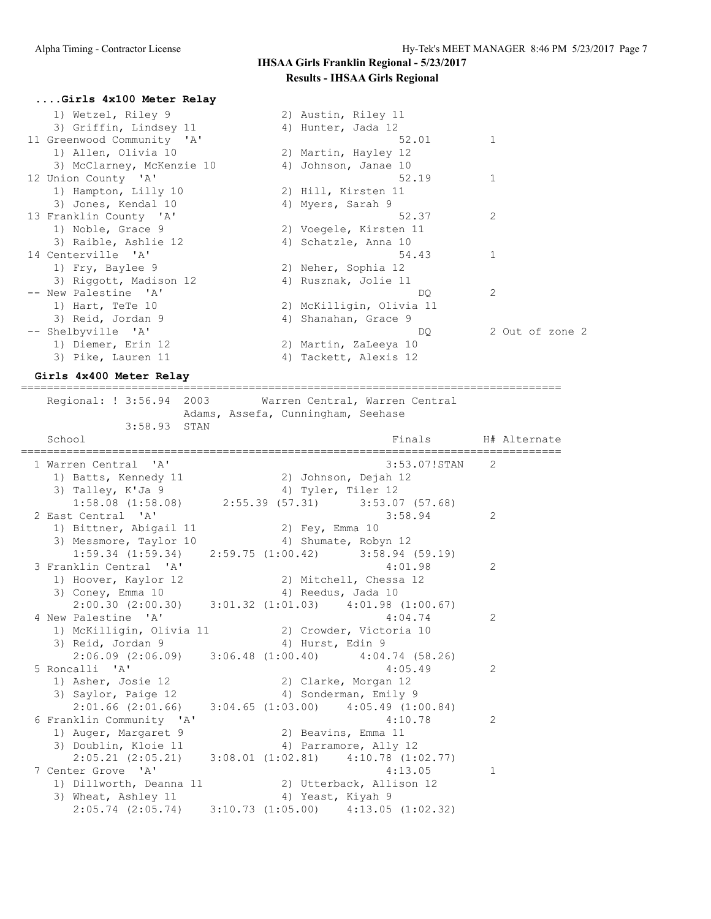# IHSAA Girls Franklin Regional - 5/23/2017

## Results - IHSAA Girls Regional

### ....Girls 4x100 Meter Relay

```
    1) Wetzel, Riley 9               2) Austin, Riley 11
    3) Griffin, Lindsey 11           4) Hunter, Jada 12
 11 Greenwood Community  'A'                         52.01         1
    1) Allen, Olivia 10              2) Martin, Hayley 12
    3) McClarney, McKenzie 10        4) Johnson, Janae 10
 12 Union County  'A'                                52.19         1
    1) Hampton, Lilly 10             2) Hill, Kirsten 11
    3) Jones, Kendal 10              4) Myers, Sarah 9
 13 Franklin County  'A'                             52.37         2
    1) Noble, Grace 9                2) Voegele, Kirsten 11
    3) Raible, Ashlie 12             4) Schatzle, Anna 10
 14 Centerville  'A'                                 54.43         1
    1) Fry, Baylee 9                 2) Neher, Sophia 12
    3) Riggott, Madison 12           4) Rusznak, Jolie 11
 -- New Palestine  'A'                                  DQ         2
    1) Hart, TeTe 10                 2) McKilligin, Olivia 11
    3) Reid, Jordan 9                4) Shanahan, Grace 9
 -- Shelbyville  'A'                                    DQ         2 Out of zone 2
    1) Diemer, Erin 12               2) Martin, ZaLeeya 10
    3) Pike, Lauren 11               4) Tackett, Alexis 12
```

### Girls 4x400 Meter Relay

```
===================================================================================
   Regional: ! 3:56.94  2003       Warren Central, Warren Central
                        Adams, Assefa, Cunningham, Seehase
             3:58.93  STAN
   School                                            Finals       H# Alternate
===================================================================================
  1 Warren Central  'A'                            3:53.07!STAN    2
     1) Batts, Kennedy 11             2) Johnson, Dejah 12
     3) Talley, K'Ja 9                4) Tyler, Tiler 12
        1:58.08 (1:58.08)     2:55.39 (57.31)     3:53.07 (57.68)
  2 East Central  'A'                               3:58.94         2
     1) Bittner, Abigail 11           2) Fey, Emma 10
     3) Messmore, Taylor 10           4) Shumate, Robyn 12
        1:59.34 (1:59.34)     2:59.75 (1:00.42)     3:58.94 (59.19)
  3 Franklin Central  'A'                           4:01.98         2
     1) Hoover, Kaylor 12             2) Mitchell, Chessa 12
     3) Coney, Emma 10                4) Reedus, Jada 10
        2:00.30 (2:00.30)     3:01.32 (1:01.03)     4:01.98 (1:00.67)
  4 New Palestine  'A'                              4:04.74         2
     1) McKilligin, Olivia 11         2) Crowder, Victoria 10
     3) Reid, Jordan 9                4) Hurst, Edin 9
        2:06.09 (2:06.09)     3:06.48 (1:00.40)     4:04.74 (58.26)
  5 Roncalli  'A'                                   4:05.49         2
     1) Asher, Josie 12               2) Clarke, Morgan 12
     3) Saylor, Paige 12              4) Sonderman, Emily 9
        2:01.66 (2:01.66)     3:04.65 (1:03.00)     4:05.49 (1:00.84)
  6 Franklin Community  'A'                         4:10.78         2
     1) Auger, Margaret 9             2) Beavins, Emma 11
     3) Doublin, Kloie 11             4) Parramore, Ally 12
        2:05.21 (2:05.21)     3:08.01 (1:02.81)     4:10.78 (1:02.77)
  7 Center Grove  'A'                               4:13.05         1
     1) Dillworth, Deanna 11          2) Utterback, Allison 12
     3) Wheat, Ashley 11              4) Yeast, Kiyah 9
        2:05.74 (2:05.74)     3:10.73 (1:05.00)     4:13.05 (1:02.32)
```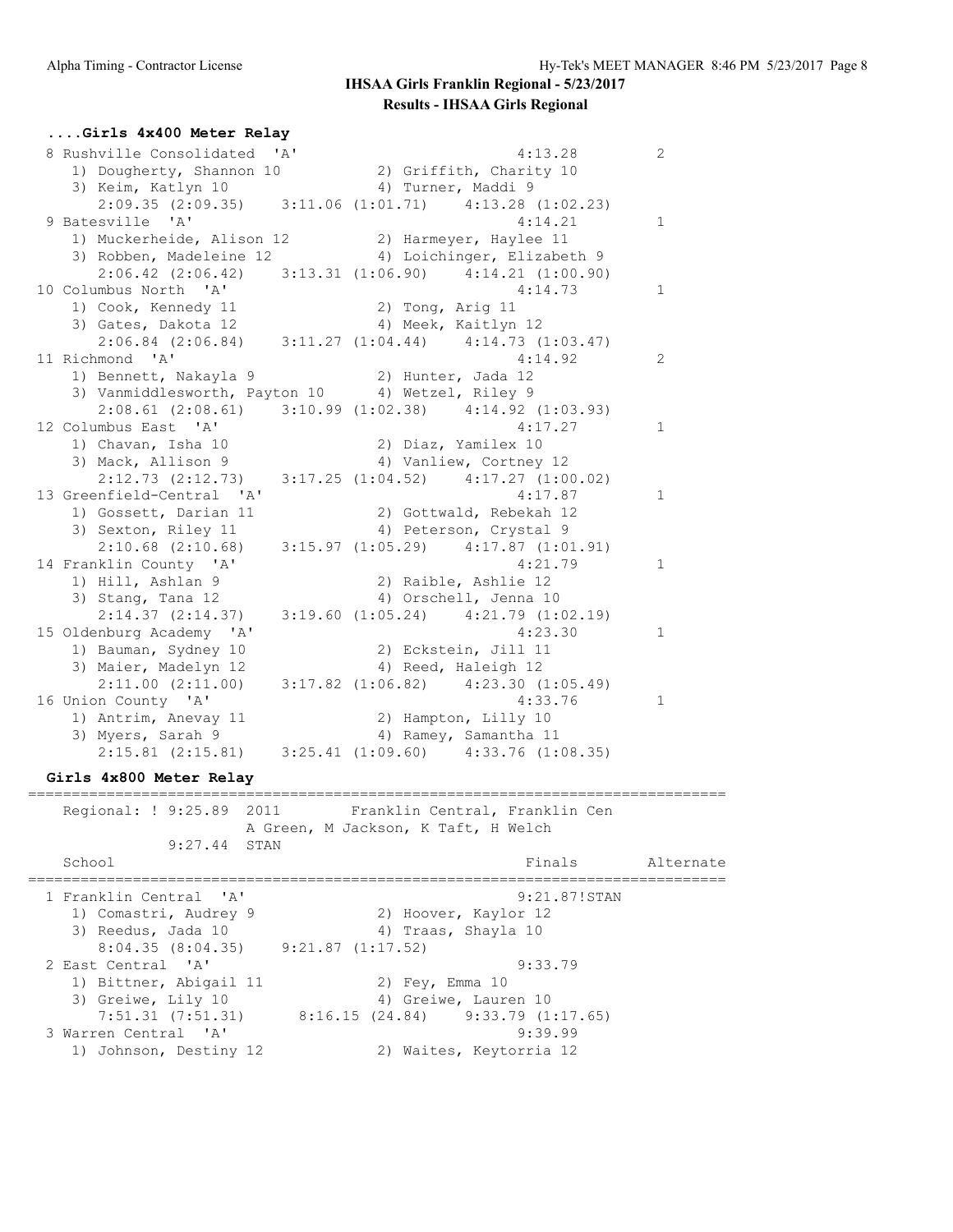## IHSAA Girls Franklin Regional - 5/23/2017

### Results - IHSAA Girls Regional

#### ....Girls 4x400 Meter Relay

```
 8 Rushville Consolidated  'A'                          4:13.28         2  
    1) Dougherty, Shannon 10           2) Griffith, Charity 10            
    3) Keim, Katlyn 10                 4) Turner, Maddi 9                 
       2:09.35 (2:09.35)     3:11.06 (1:01.71)     4:13.28 (1:02.23)
 9 Batesville  'A'                                      4:14.21         1  
    1) Muckerheide, Alison 12          2) Harmeyer, Haylee 11             
    3) Robben, Madeleine 12            4) Loichinger, Elizabeth 9         
       2:06.42 (2:06.42)     3:13.31 (1:06.90)     4:14.21 (1:00.90)
10 Columbus North  'A'                                  4:14.73         1  
    1) Cook, Kennedy 11                2) Tong, Arig 11                   
    3) Gates, Dakota 12                4) Meek, Kaitlyn 12                
       2:06.84 (2:06.84)     3:11.27 (1:04.44)     4:14.73 (1:03.47)
11 Richmond  'A'                                        4:14.92         2  
    1) Bennett, Nakayla 9              2) Hunter, Jada 12                 
    3) Vanmiddlesworth, Payton 10      4) Wetzel, Riley 9                 
       2:08.61 (2:08.61)     3:10.99 (1:02.38)     4:14.92 (1:03.93)
12 Columbus East  'A'                                   4:17.27         1  
    1) Chavan, Isha 10                 2) Diaz, Yamilex 10                
    3) Mack, Allison 9                 4) Vanliew, Cortney 12             
       2:12.73 (2:12.73)     3:17.25 (1:04.52)     4:17.27 (1:00.02)
13 Greenfield-Central  'A'                              4:17.87         1  
    1) Gossett, Darian 11              2) Gottwald, Rebekah 12            
    3) Sexton, Riley 11                4) Peterson, Crystal 9             
       2:10.68 (2:10.68)     3:15.97 (1:05.29)     4:17.87 (1:01.91)
14 Franklin County  'A'                                 4:21.79         1  
    1) Hill, Ashlan 9                  2) Raible, Ashlie 12               
    3) Stang, Tana 12                  4) Orschell, Jenna 10              
       2:14.37 (2:14.37)     3:19.60 (1:05.24)     4:21.79 (1:02.19)
15 Oldenburg Academy  'A'                               4:23.30         1  
    1) Bauman, Sydney 10               2) Eckstein, Jill 11               
    3) Maier, Madelyn 12               4) Reed, Haleigh 12                
       2:11.00 (2:11.00)     3:17.82 (1:06.82)     4:23.30 (1:05.49)
16 Union County  'A'                                    4:33.76         1  
    1) Antrim, Anevay 11               2) Hampton, Lilly 10               
    3) Myers, Sarah 9                  4) Ramey, Samantha 11              
       2:15.81 (2:15.81)     3:25.41 (1:09.60)     4:33.76 (1:08.35)
```

#### Girls 4x800 Meter Relay

```
===============================================================================
    Regional: ! 9:25.89  2011        Franklin Central, Franklin Cen           
                                A Green, M Jackson, K Taft, H Welch
              9:27.44  STAN                                               
    School                                              Finals       Alternate
===============================================================================
  1 Franklin Central  'A'                               9:21.87!STAN            
     1) Comastri, Audrey 9              2) Hoover, Kaylor 12               
     3) Reedus, Jada 10                 4) Traas, Shayla 10                
        8:04.35 (8:04.35)     9:21.87 (1:17.52)
  2 East Central  'A'                                   9:33.79                 
     1) Bittner, Abigail 11             2) Fey, Emma 10                    
     3) Greiwe, Lily 10                 4) Greiwe, Lauren 10               
        7:51.31 (7:51.31)     8:16.15 (24.84)     9:33.79 (1:17.65)
  3 Warren Central  'A'                                 9:39.99                 
     1) Johnson, Destiny 12             2) Waites, Keytorria 12            
```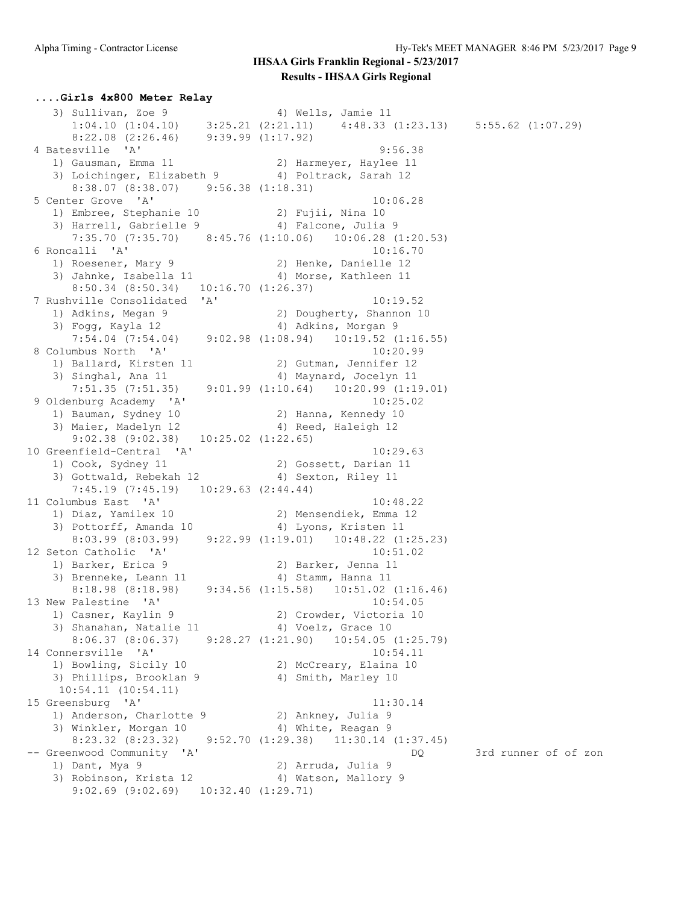## IHSAA Girls Franklin Regional - 5/23/2017

### Results - IHSAA Girls Regional

**....Girls 4x800 Meter Relay**

```
    3) Sullivan, Zoe 9                 4) Wells, Jamie 11
       1:04.10 (1:04.10)    3:25.21 (2:21.11)    4:48.33 (1:23.13)    5:55.62 (1:07.29)
       8:22.08 (2:26.46)    9:39.99 (1:17.92)
  4 Batesville  'A'                                     9:56.38
    1) Gausman, Emma 11                2) Harmeyer, Haylee 11
    3) Loichinger, Elizabeth 9         4) Poltrack, Sarah 12
       8:38.07 (8:38.07)    9:56.38 (1:18.31)
  5 Center Grove  'A'                                  10:06.28
    1) Embree, Stephanie 10            2) Fujii, Nina 10
    3) Harrell, Gabrielle 9            4) Falcone, Julia 9
       7:35.70 (7:35.70)    8:45.76 (1:10.06)   10:06.28 (1:20.53)
  6 Roncalli  'A'                                      10:16.70
    1) Roesener, Mary 9                2) Henke, Danielle 12
    3) Jahnke, Isabella 11             4) Morse, Kathleen 11
       8:50.34 (8:50.34)   10:16.70 (1:26.37)
  7 Rushville Consolidated  'A'                        10:19.52
    1) Adkins, Megan 9                 2) Dougherty, Shannon 10
    3) Fogg, Kayla 12                  4) Adkins, Morgan 9
       7:54.04 (7:54.04)    9:02.98 (1:08.94)   10:19.52 (1:16.55)
  8 Columbus North  'A'                                10:20.99
    1) Ballard, Kirsten 11             2) Gutman, Jennifer 12
    3) Singhal, Ana 11                 4) Maynard, Jocelyn 11
       7:51.35 (7:51.35)    9:01.99 (1:10.64)   10:20.99 (1:19.01)
  9 Oldenburg Academy  'A'                             10:25.02
    1) Bauman, Sydney 10               2) Hanna, Kennedy 10
    3) Maier, Madelyn 12               4) Reed, Haleigh 12
       9:02.38 (9:02.38)   10:25.02 (1:22.65)
 10 Greenfield-Central  'A'                            10:29.63
    1) Cook, Sydney 11                 2) Gossett, Darian 11
    3) Gottwald, Rebekah 12            4) Sexton, Riley 11
       7:45.19 (7:45.19)   10:29.63 (2:44.44)
 11 Columbus East  'A'                                 10:48.22
    1) Diaz, Yamilex 10                2) Mensendiek, Emma 12
    3) Pottorff, Amanda 10             4) Lyons, Kristen 11
       8:03.99 (8:03.99)    9:22.99 (1:19.01)   10:48.22 (1:25.23)
 12 Seton Catholic  'A'                                10:51.02
    1) Barker, Erica 9                 2) Barker, Jenna 11
    3) Brenneke, Leann 11              4) Stamm, Hanna 11
       8:18.98 (8:18.98)    9:34.56 (1:15.58)   10:51.02 (1:16.46)
 13 New Palestine  'A'                                 10:54.05
    1) Casner, Kaylin 9                2) Crowder, Victoria 10
    3) Shanahan, Natalie 11            4) Voelz, Grace 10
       8:06.37 (8:06.37)    9:28.27 (1:21.90)   10:54.05 (1:25.79)
 14 Connersville  'A'                                  10:54.11
    1) Bowling, Sicily 10              2) McCreary, Elaina 10
    3) Phillips, Brooklan 9            4) Smith, Marley 10
      10:54.11 (10:54.11)
 15 Greensburg  'A'                                    11:30.14
    1) Anderson, Charlotte 9           2) Ankney, Julia 9
    3) Winkler, Morgan 10              4) White, Reagan 9
       8:23.32 (8:23.32)    9:52.70 (1:29.38)   11:30.14 (1:37.45)
 -- Greenwood Community  'A'                              DQ        3rd runner of of zon
    1) Dant, Mya 9                     2) Arruda, Julia 9
    3) Robinson, Krista 12             4) Watson, Mallory 9
       9:02.69 (9:02.69)   10:32.40 (1:29.71)
```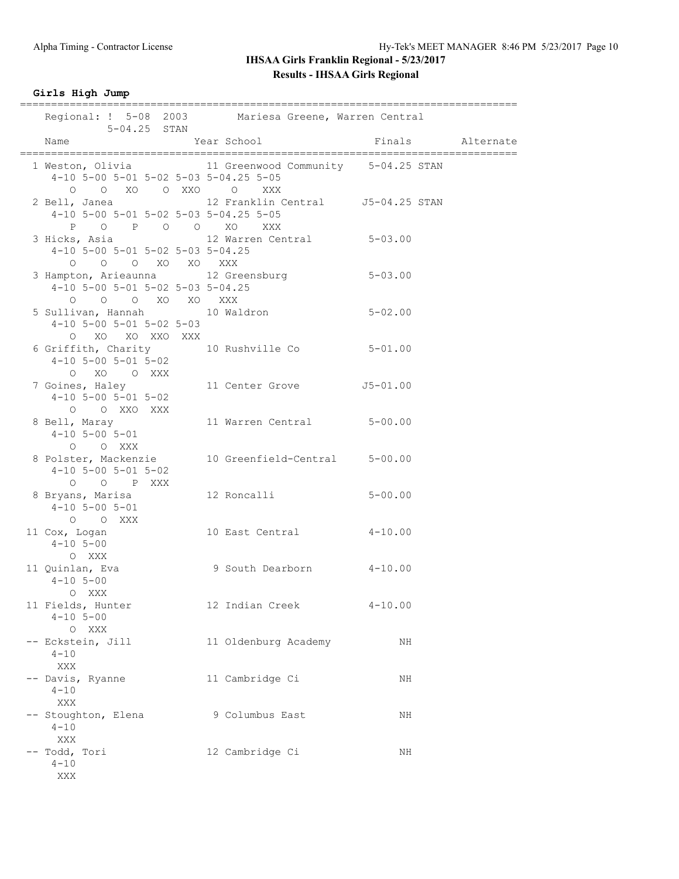# IHSAA Girls Franklin Regional - 5/23/2017

## Results - IHSAA Girls Regional

### Girls High Jump

```
================================================================================
    Regional: !  5-08  2003        Mariesa Greene, Warren Central              
            5-04.25  STAN
    Name                    Year School                 Finals        Alternate 
================================================================================
  1 Weston, Olivia            11 Greenwood Community    5-04.25 STAN    
     4-10 5-00 5-01 5-02 5-03 5-04.25 5-05 
        O    O   XO    O  XXO    O    XXX 
  2 Bell, Janea               12 Franklin Central      J5-04.25 STAN    
     4-10 5-00 5-01 5-02 5-03 5-04.25 5-05 
        P    O    P    O    O   XO    XXX 
  3 Hicks, Asia               12 Warren Central         5-03.00         
     4-10 5-00 5-01 5-02 5-03 5-04.25 
        O    O    O   XO   XO   XXX 
  3 Hampton, Arieaunna        12 Greensburg             5-03.00         
     4-10 5-00 5-01 5-02 5-03 5-04.25 
        O    O    O   XO   XO   XXX 
  5 Sullivan, Hannah          10 Waldron                5-02.00         
     4-10 5-00 5-01 5-02 5-03 
        O   XO   XO  XXO  XXX 
  6 Griffith, Charity         10 Rushville Co           5-01.00         
     4-10 5-00 5-01 5-02 
        O   XO    O  XXX 
  7 Goines, Haley             11 Center Grove          J5-01.00         
     4-10 5-00 5-01 5-02 
        O    O  XXO  XXX 
  8 Bell, Maray               11 Warren Central         5-00.00         
     4-10 5-00 5-01 
        O    O  XXX 
  8 Polster, Mackenzie        10 Greenfield-Central     5-00.00         
     4-10 5-00 5-01 5-02 
        O    O    P  XXX 
  8 Bryans, Marisa            12 Roncalli               5-00.00         
     4-10 5-00 5-01 
        O    O  XXX 
 11 Cox, Logan                10 East Central           4-10.00         
     4-10 5-00 
        O  XXX 
 11 Quinlan, Eva               9 South Dearborn         4-10.00         
     4-10 5-00 
        O  XXX 
 11 Fields, Hunter            12 Indian Creek           4-10.00         
     4-10 5-00 
        O  XXX 
 -- Eckstein, Jill            11 Oldenburg Academy           NH         
     4-10 
      XXX 
 -- Davis, Ryanne             11 Cambridge Ci                NH         
     4-10 
      XXX 
 -- Stoughton, Elena           9 Columbus East               NH         
     4-10 
      XXX 
 -- Todd, Tori                12 Cambridge Ci                NH         
     4-10 
      XXX 
```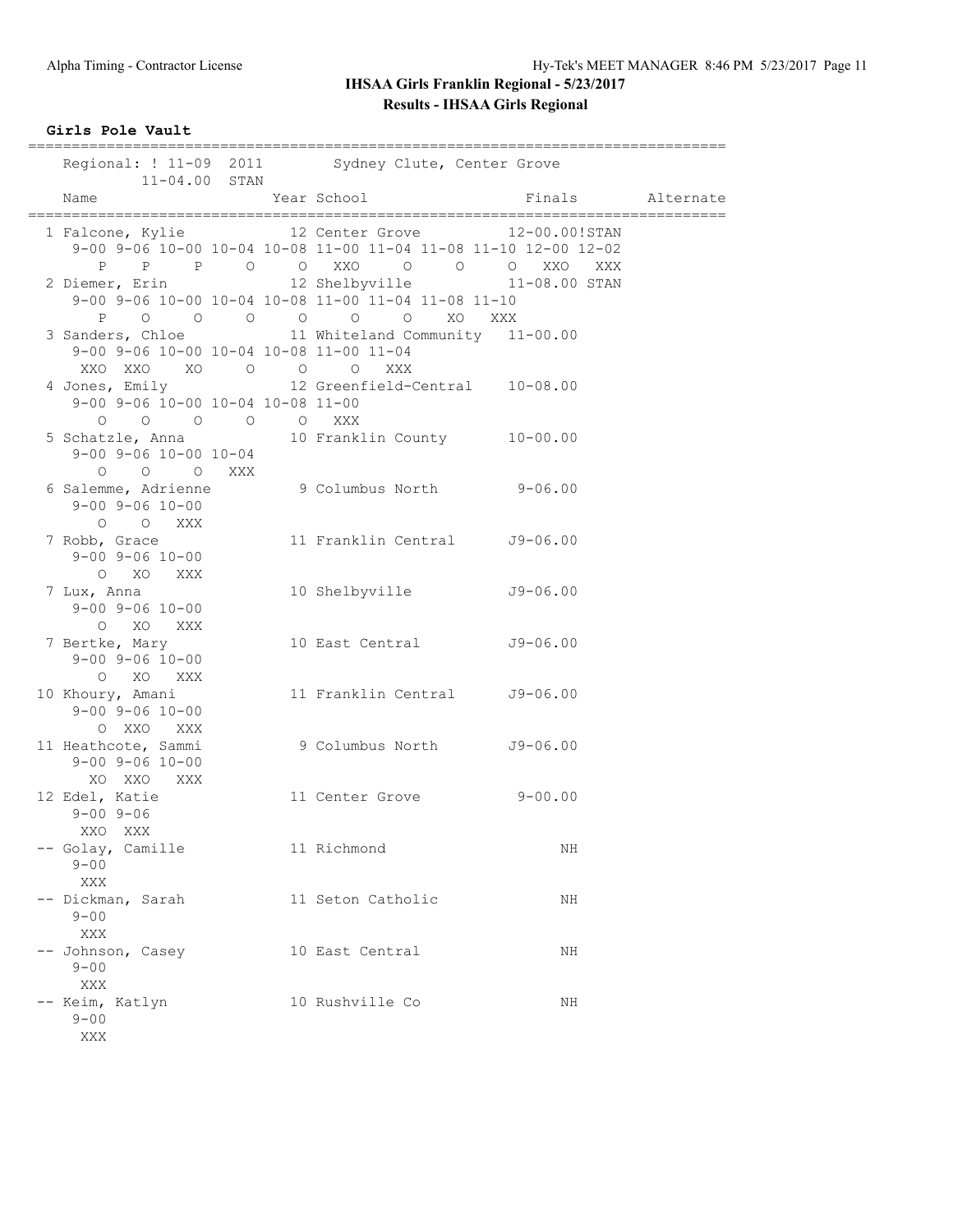# IHSAA Girls Franklin Regional - 5/23/2017

## Results - IHSAA Girls Regional

### Girls Pole Vault

```
================================================================================
    Regional: ! 11-09  2011        Sydney Clute, Center Grove
           11-04.00  STAN
    Name                    Year School                  Finals        Alternate
================================================================================
  1 Falcone, Kylie           12 Center Grove          12-00.00!STAN
     9-00 9-06 10-00 10-04 10-08 11-00 11-04 11-08 11-10 12-00 12-02
        P    P     P     O     O   XXO     O     O     O   XXO   XXX
  2 Diemer, Erin             12 Shelbyville           11-08.00 STAN
     9-00 9-06 10-00 10-04 10-08 11-00 11-04 11-08 11-10
        P    O     O     O     O     O     O    XO   XXX
  3 Sanders, Chloe           11 Whiteland Community   11-00.00
     9-00 9-06 10-00 10-04 10-08 11-00 11-04
      XXO  XXO    XO     O     O     O   XXX
  4 Jones, Emily             12 Greenfield-Central    10-08.00
     9-00 9-06 10-00 10-04 10-08 11-00
        O    O     O     O     O   XXX
  5 Schatzle, Anna           10 Franklin County       10-00.00
     9-00 9-06 10-00 10-04
        O    O     O   XXX
  6 Salemme, Adrienne         9 Columbus North         9-06.00
     9-00 9-06 10-00
        O    O   XXX
  7 Robb, Grace              11 Franklin Central      J9-06.00
     9-00 9-06 10-00
        O   XO   XXX
  7 Lux, Anna                10 Shelbyville           J9-06.00
     9-00 9-06 10-00
        O   XO   XXX
  7 Bertke, Mary             10 East Central          J9-06.00
     9-00 9-06 10-00
        O   XO   XXX
 10 Khoury, Amani            11 Franklin Central      J9-06.00
     9-00 9-06 10-00
        O  XXO   XXX
 11 Heathcote, Sammi          9 Columbus North        J9-06.00
     9-00 9-06 10-00
       XO  XXO   XXX
 12 Edel, Katie              11 Center Grove           9-00.00
     9-00 9-06
      XXO  XXX
 -- Golay, Camille           11 Richmond                    NH
     9-00
      XXX
 -- Dickman, Sarah           11 Seton Catholic              NH
     9-00
      XXX
 -- Johnson, Casey           10 East Central                NH
     9-00
      XXX
 -- Keim, Katlyn             10 Rushville Co                NH
     9-00
      XXX
```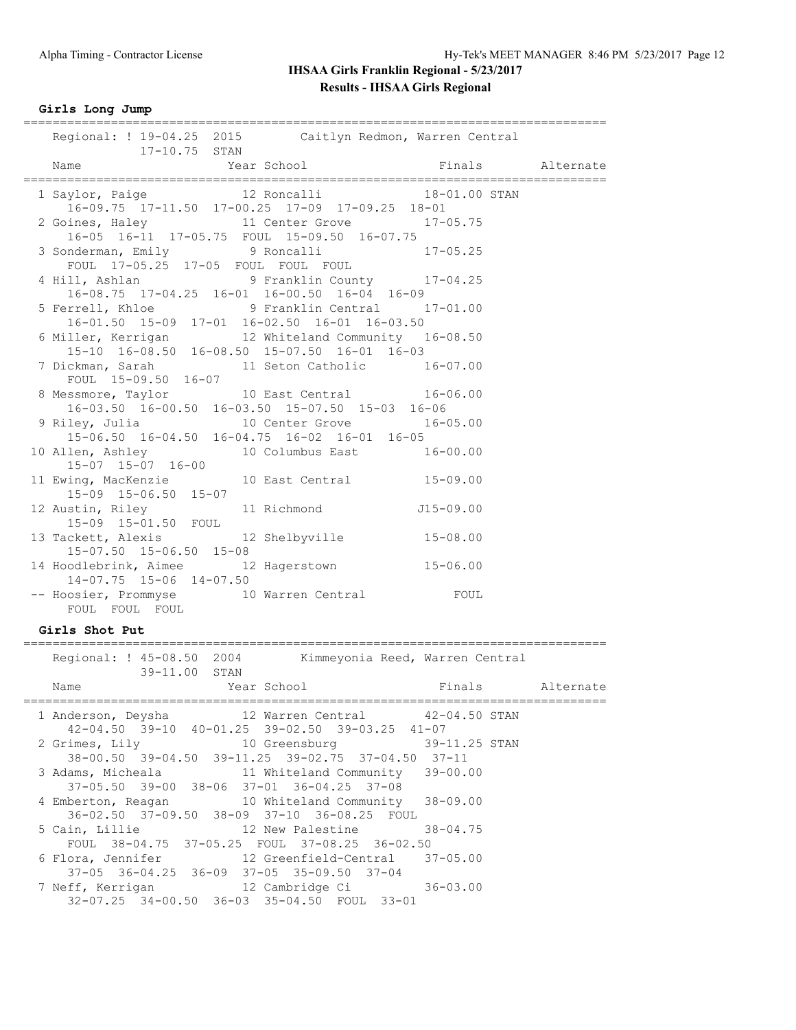# IHSAA Girls Franklin Regional - 5/23/2017

## Results - IHSAA Girls Regional

### Girls Long Jump

Regional: ! 19-04.25 2015 Caitlyn Redmon, Warren Central
17-10.75 STAN

| Place | Name | Year | School | Finals | Alternate |
|---|---|---|---|---|---|
| 1 | Saylor, Paige | 12 | Roncalli | 18-01.00 STAN | |
| | 16-09.75 17-11.50 17-00.25 17-09 17-09.25 18-01 | | | | |
| 2 | Goines, Haley | 11 | Center Grove | 17-05.75 | |
| | 16-05 16-11 17-05.75 FOUL 15-09.50 16-07.75 | | | | |
| 3 | Sonderman, Emily | 9 | Roncalli | 17-05.25 | |
| | FOUL 17-05.25 17-05 FOUL FOUL FOUL | | | | |
| 4 | Hill, Ashlan | 9 | Franklin County | 17-04.25 | |
| | 16-08.75 17-04.25 16-01 16-00.50 16-04 16-09 | | | | |
| 5 | Ferrell, Khloe | 9 | Franklin Central | 17-01.00 | |
| | 16-01.50 15-09 17-01 16-02.50 16-01 16-03.50 | | | | |
| 6 | Miller, Kerrigan | 12 | Whiteland Community | 16-08.50 | |
| | 15-10 16-08.50 16-08.50 15-07.50 16-01 16-03 | | | | |
| 7 | Dickman, Sarah | 11 | Seton Catholic | 16-07.00 | |
| | FOUL 15-09.50 16-07 | | | | |
| 8 | Messmore, Taylor | 10 | East Central | 16-06.00 | |
| | 16-03.50 16-00.50 16-03.50 15-07.50 15-03 16-06 | | | | |
| 9 | Riley, Julia | 10 | Center Grove | 16-05.00 | |
| | 15-06.50 16-04.50 16-04.75 16-02 16-01 16-05 | | | | |
| 10 | Allen, Ashley | 10 | Columbus East | 16-00.00 | |
| | 15-07 15-07 16-00 | | | | |
| 11 | Ewing, MacKenzie | 10 | East Central | 15-09.00 | |
| | 15-09 15-06.50 15-07 | | | | |
| 12 | Austin, Riley | 11 | Richmond | J15-09.00 | |
| | 15-09 15-01.50 FOUL | | | | |
| 13 | Tackett, Alexis | 12 | Shelbyville | 15-08.00 | |
| | 15-07.50 15-06.50 15-08 | | | | |
| 14 | Hoodlebrink, Aimee | 12 | Hagerstown | 15-06.00 | |
| | 14-07.75 15-06 14-07.50 | | | | |
| -- | Hoosier, Prommyse | 10 | Warren Central | FOUL | |
| | FOUL FOUL FOUL | | | | |

### Girls Shot Put

Regional: ! 45-08.50 2004 Kimmeyonia Reed, Warren Central
39-11.00 STAN

| Place | Name | Year | School | Finals | Alternate |
|---|---|---|---|---|---|
| 1 | Anderson, Deysha | 12 | Warren Central | 42-04.50 STAN | |
| | 42-04.50 39-10 40-01.25 39-02.50 39-03.25 41-07 | | | | |
| 2 | Grimes, Lily | 10 | Greensburg | 39-11.25 STAN | |
| | 38-00.50 39-04.50 39-11.25 39-02.75 37-04.50 37-11 | | | | |
| 3 | Adams, Micheala | 11 | Whiteland Community | 39-00.00 | |
| | 37-05.50 39-00 38-06 37-01 36-04.25 37-08 | | | | |
| 4 | Emberton, Reagan | 10 | Whiteland Community | 38-09.00 | |
| | 36-02.50 37-09.50 38-09 37-10 36-08.25 FOUL | | | | |
| 5 | Cain, Lillie | 12 | New Palestine | 38-04.75 | |
| | FOUL 38-04.75 37-05.25 FOUL 37-08.25 36-02.50 | | | | |
| 6 | Flora, Jennifer | 12 | Greenfield-Central | 37-05.00 | |
| | 37-05 36-04.25 36-09 37-05 35-09.50 37-04 | | | | |
| 7 | Neff, Kerrigan | 12 | Cambridge Ci | 36-03.00 | |
| | 32-07.25 34-00.50 36-03 35-04.50 FOUL 33-01 | | | | |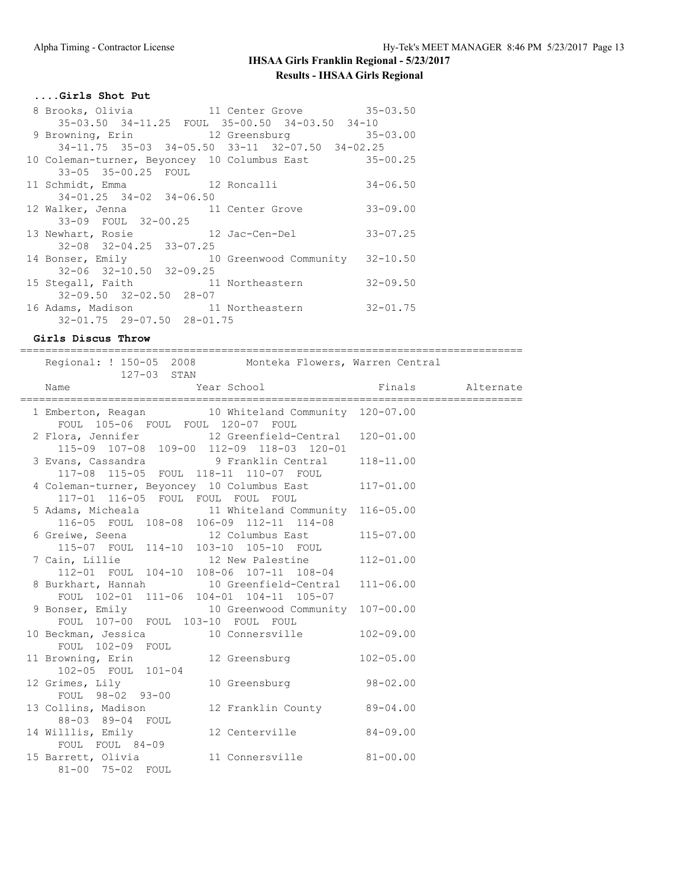# IHSAA Girls Franklin Regional - 5/23/2017

## Results - IHSAA Girls Regional

### ....Girls Shot Put

```
 8 Brooks, Olivia            11 Center Grove           35-03.50
     35-03.50  34-11.25  FOUL  35-00.50  34-03.50  34-10
 9 Browning, Erin            12 Greensburg             35-03.00
     34-11.75  35-03  34-05.50  33-11  32-07.50  34-02.25
10 Coleman-turner, Beyoncey  10 Columbus East          35-00.25
     33-05  35-00.25  FOUL
11 Schmidt, Emma             12 Roncalli               34-06.50
     34-01.25  34-02  34-06.50
12 Walker, Jenna             11 Center Grove           33-09.00
     33-09  FOUL  32-00.25
13 Newhart, Rosie            12 Jac-Cen-Del            33-07.25
     32-08  32-04.25  33-07.25
14 Bonser, Emily             10 Greenwood Community    32-10.50
     32-06  32-10.50  32-09.25
15 Stegall, Faith            11 Northeastern           32-09.50
     32-09.50  32-02.50  28-07
16 Adams, Madison            11 Northeastern           32-01.75
     32-01.75  29-07.50  28-01.75
```

### Girls Discus Throw

```
================================================================================
    Regional: ! 150-05  2008        Monteka Flowers, Warren Central
              127-03  STAN
    Name                    Year School                  Finals      Alternate
================================================================================
  1 Emberton, Reagan         10 Whiteland Community  120-07.00
      FOUL  105-06  FOUL  FOUL  120-07  FOUL
  2 Flora, Jennifer          12 Greenfield-Central   120-01.00
      115-09  107-08  109-00  112-09  118-03  120-01
  3 Evans, Cassandra          9 Franklin Central     118-11.00
      117-08  115-05  FOUL  118-11  110-07  FOUL
  4 Coleman-turner, Beyoncey 10 Columbus East        117-01.00
      117-01  116-05  FOUL  FOUL  FOUL  FOUL
  5 Adams, Micheala          11 Whiteland Community  116-05.00
      116-05  FOUL  108-08  106-09  112-11  114-08
  6 Greiwe, Seena            12 Columbus East        115-07.00
      115-07  FOUL  114-10  103-10  105-10  FOUL
  7 Cain, Lillie             12 New Palestine        112-01.00
      112-01  FOUL  104-10  108-06  107-11  108-04
  8 Burkhart, Hannah         10 Greenfield-Central   111-06.00
      FOUL  102-01  111-06  104-01  104-11  105-07
  9 Bonser, Emily            10 Greenwood Community  107-00.00
      FOUL  107-00  FOUL  103-10  FOUL  FOUL
 10 Beckman, Jessica         10 Connersville         102-09.00
      FOUL  102-09  FOUL
 11 Browning, Erin           12 Greensburg           102-05.00
      102-05  FOUL  101-04
 12 Grimes, Lily             10 Greensburg            98-02.00
      FOUL  98-02  93-00
 13 Collins, Madison         12 Franklin County       89-04.00
      88-03  89-04  FOUL
 14 Willlis, Emily           12 Centerville           84-09.00
      FOUL  FOUL  84-09
 15 Barrett, Olivia          11 Connersville          81-00.00
      81-00  75-02  FOUL
```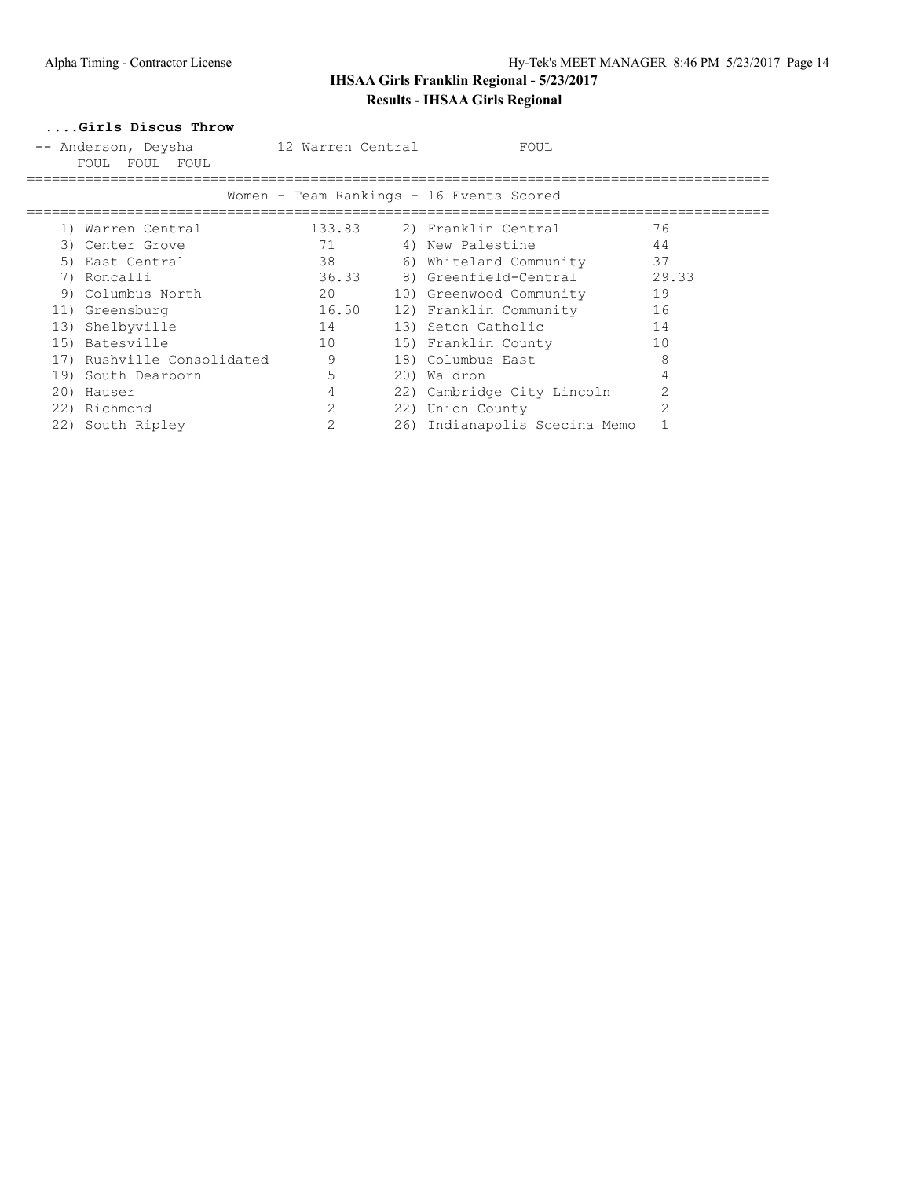**....Girls Discus Throw**

| | | | |
|---|---|---|---|
| -- | Anderson, Deysha | 12 Warren Central | FOUL |
| | FOUL FOUL FOUL | | |

## Women - Team Rankings - 16 Events Scored

| | | | |
|---|---|---|---|
| 1) Warren Central | 133.83 | 2) Franklin Central | 76 |
| 3) Center Grove | 71 | 4) New Palestine | 44 |
| 5) East Central | 38 | 6) Whiteland Community | 37 |
| 7) Roncalli | 36.33 | 8) Greenfield-Central | 29.33 |
| 9) Columbus North | 20 | 10) Greenwood Community | 19 |
| 11) Greensburg | 16.50 | 12) Franklin Community | 16 |
| 13) Shelbyville | 14 | 13) Seton Catholic | 14 |
| 15) Batesville | 10 | 15) Franklin County | 10 |
| 17) Rushville Consolidated | 9 | 18) Columbus East | 8 |
| 19) South Dearborn | 5 | 20) Waldron | 4 |
| 20) Hauser | 4 | 22) Cambridge City Lincoln | 2 |
| 22) Richmond | 2 | 22) Union County | 2 |
| 22) South Ripley | 2 | 26) Indianapolis Scecina Memo | 1 |